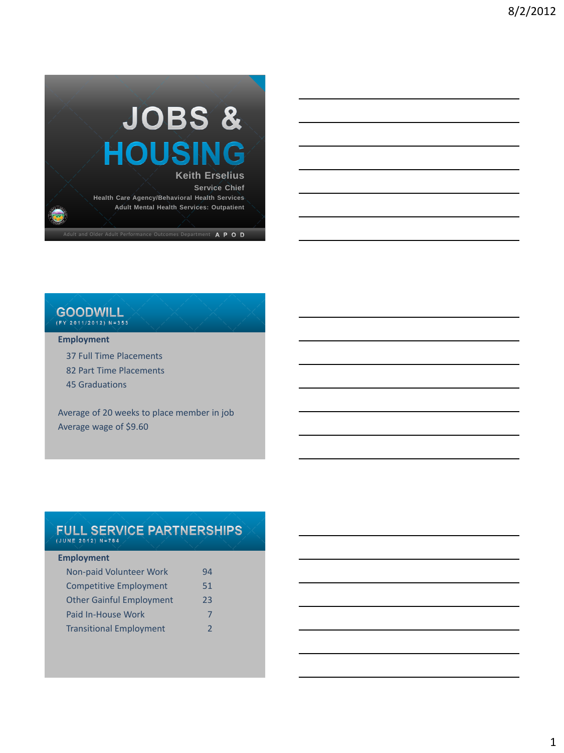# JOBS & HOUSING

**Keith Erselius**

**Service Chief**

**Health Care Agency/Behavioral Health Services**

**Adult Mental Health Services: Outpatient**

Adult and Older Adult Performance Outcomes Department **A P O D**

## GOODWILL

(FY 2011/2012) N=353

**Employment**

- 37 Full Time Placements
- 82 Part Time Placements
- 45 Graduations

Average of 20 weeks to place member in job

Average wage of $9.60

## FULL SERVICE PARTNERSHIPS

(JUNE 2012) N=784

**Employment**

| | |
|---|---|
| Non-paid Volunteer Work | 94 |
| Competitive Employment | 51 |
| Other Gainful Employment | 23 |
| Paid In-House Work | 7 |
| Transitional Employment | 2 |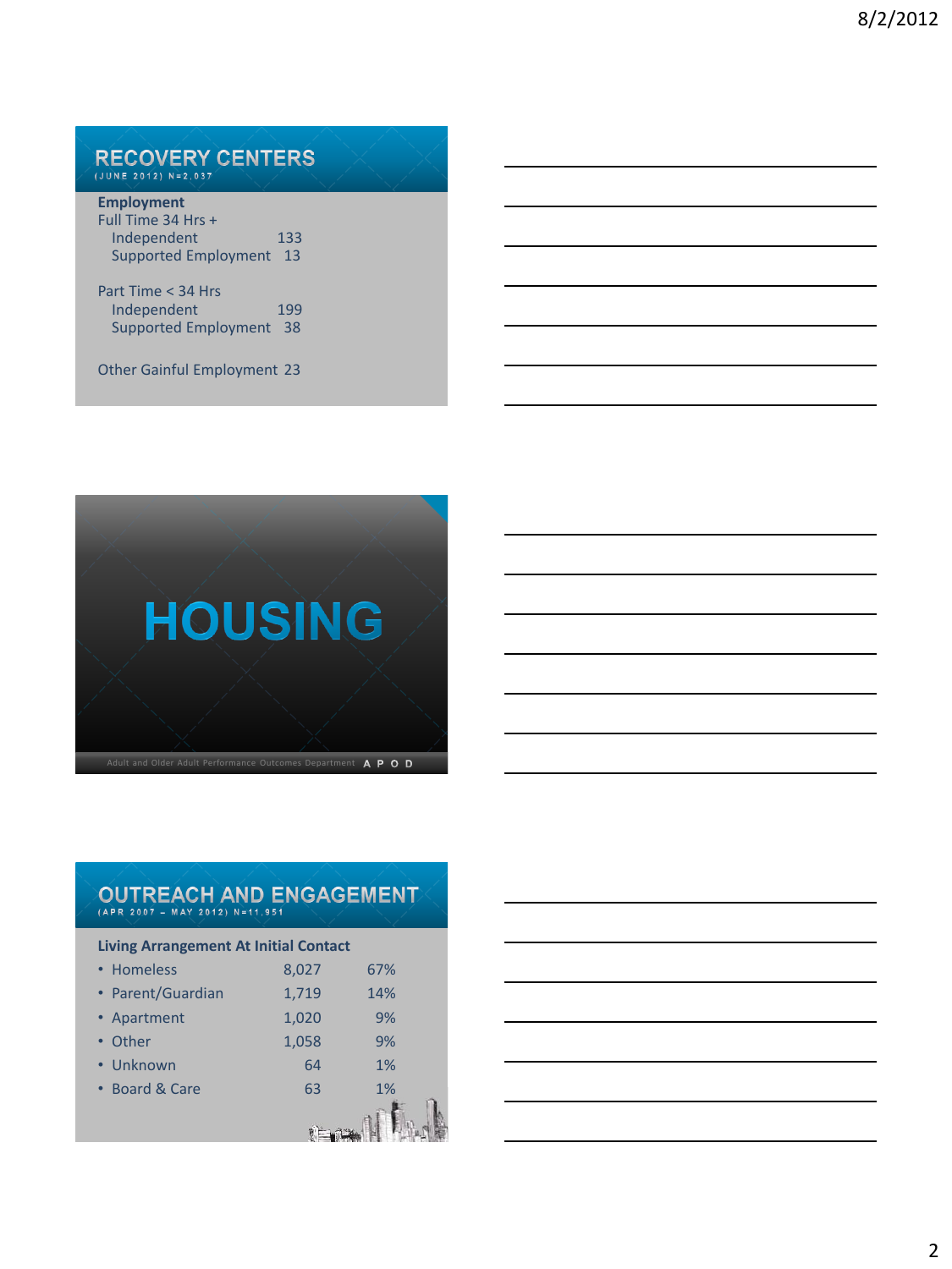## RECOVERY CENTERS

(JUNE 2012) N=2,037

**Employment**

Full Time 34 Hrs +

| | |
|---|---|
| Independent | 133 |
| Supported Employment | 13 |

Part Time < 34 Hrs

| | |
|---|---|
| Independent | 199 |
| Supported Employment | 38 |

Other Gainful Employment 23

# HOUSING

Adult and Older Adult Performance Outcomes Department APOD

## OUTREACH AND ENGAGEMENT

(APR 2007 – MAY 2012) N=11,951

**Living Arrangement At Initial Contact**

| | | |
|---|---|---|
| Homeless | 8,027 | 67% |
| Parent/Guardian | 1,719 | 14% |
| Apartment | 1,020 | 9% |
| Other | 1,058 | 9% |
| Unknown | 64 | 1% |
| Board & Care | 63 | 1% |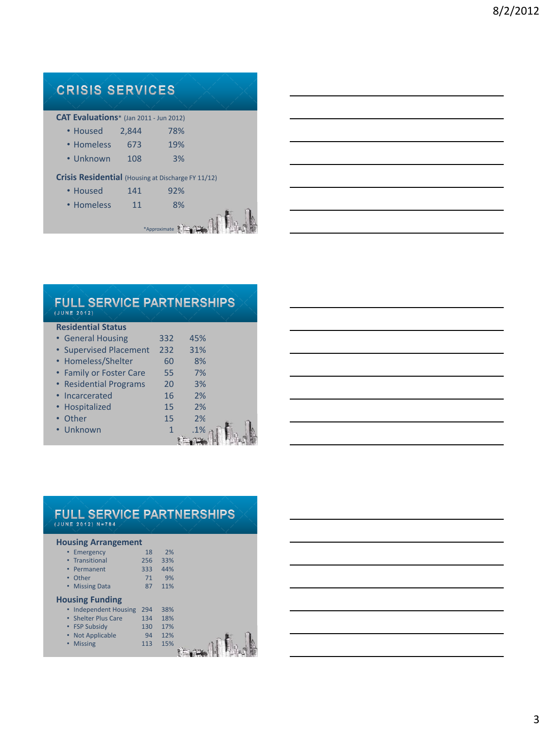## CRISIS SERVICES

**CAT Evaluations*** (Jan 2011 - Jun 2012)

| | | |
|---|---|---|
| Housed | 2,844 | 78% |
| Homeless | 673 | 19% |
| Unknown | 108 | 3% |

**Crisis Residential** (Housing at Discharge FY 11/12)

| | | |
|---|---|---|
| Housed | 141 | 92% |
| Homeless | 11 | 8% |

*Approximate

## FULL SERVICE PARTNERSHIPS

(JUNE 2012)

**Residential Status**

| | | |
|---|---|---|
| General Housing | 332 | 45% |
| Supervised Placement | 232 | 31% |
| Homeless/Shelter | 60 | 8% |
| Family or Foster Care | 55 | 7% |
| Residential Programs | 20 | 3% |
| Incarcerated | 16 | 2% |
| Hospitalized | 15 | 2% |
| Other | 15 | 2% |
| Unknown | 1 | .1% |

## FULL SERVICE PARTNERSHIPS

(JUNE 2012) N=784

**Housing Arrangement**

| | | |
|---|---|---|
| Emergency | 18 | 2% |
| Transitional | 256 | 33% |
| Permanent | 333 | 44% |
| Other | 71 | 9% |
| Missing Data | 87 | 11% |

**Housing Funding**

| | | |
|---|---|---|
| Independent Housing | 294 | 38% |
| Shelter Plus Care | 134 | 18% |
| FSP Subsidy | 130 | 17% |
| Not Applicable | 94 | 12% |
| Missing | 113 | 15% |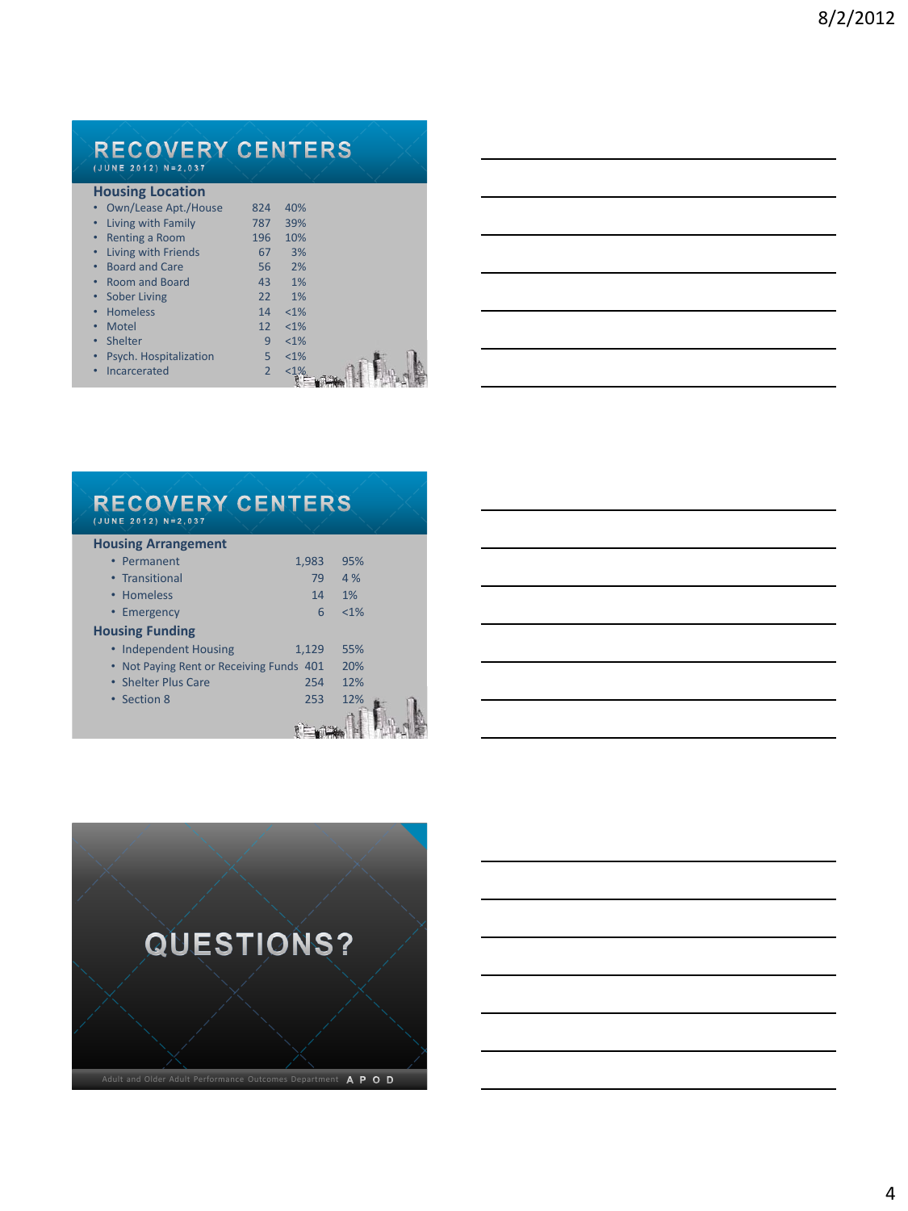## RECOVERY CENTERS

(JUNE 2012) N=2,037

### Housing Location

| | | |
|---|---|---|
| Own/Lease Apt./House | 824 | 40% |
| Living with Family | 787 | 39% |
| Renting a Room | 196 | 10% |
| Living with Friends | 67 | 3% |
| Board and Care | 56 | 2% |
| Room and Board | 43 | 1% |
| Sober Living | 22 | 1% |
| Homeless | 14 | <1% |
| Motel | 12 | <1% |
| Shelter | 9 | <1% |
| Psych. Hospitalization | 5 | <1% |
| Incarcerated | 2 | <1% |

## RECOVERY CENTERS

(JUNE 2012) N=2,037

### Housing Arrangement

| | | |
|---|---|---|
| Permanent | 1,983 | 95% |
| Transitional | 79 | 4 % |
| Homeless | 14 | 1% |
| Emergency | 6 | <1% |

### Housing Funding

| | | |
|---|---|---|
| Independent Housing | 1,129 | 55% |
| Not Paying Rent or Receiving Funds | 401 | 20% |
| Shelter Plus Care | 254 | 12% |
| Section 8 | 253 | 12% |

## QUESTIONS?

Adult and Older Adult Performance Outcomes Department A P O D